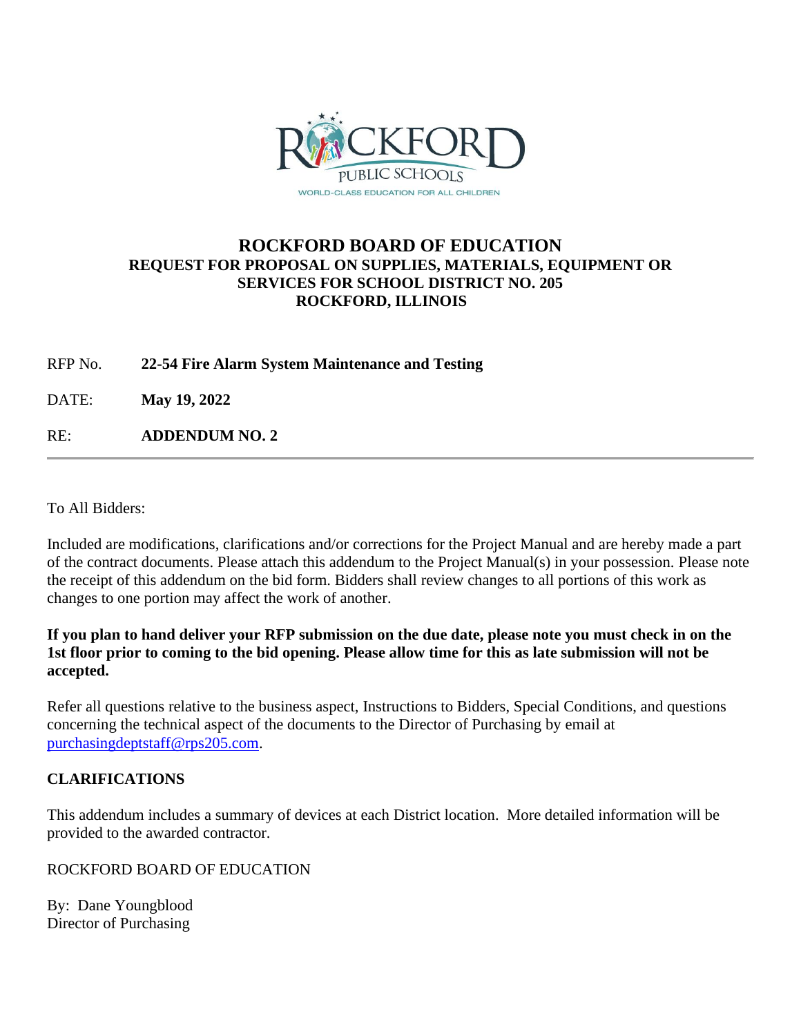# ROCKFORD BOARD OF EDUCATION

**REQUEST FOR PROPOSAL ON SUPPLIES, MATERIALS, EQUIPMENT OR SERVICES FOR SCHOOL DISTRICT NO. 205**
**ROCKFORD, ILLINOIS**

RFP No. **22-54 Fire Alarm System Maintenance and Testing**

DATE: **May 19, 2022**

RE: **ADDENDUM NO. 2**

---

To All Bidders:

Included are modifications, clarifications and/or corrections for the Project Manual and are hereby made a part of the contract documents. Please attach this addendum to the Project Manual(s) in your possession. Please note the receipt of this addendum on the bid form. Bidders shall review changes to all portions of this work as changes to one portion may affect the work of another.

**If you plan to hand deliver your RFP submission on the due date, please note you must check in on the 1st floor prior to coming to the bid opening. Please allow time for this as late submission will not be accepted.**

Refer all questions relative to the business aspect, Instructions to Bidders, Special Conditions, and questions concerning the technical aspect of the documents to the Director of Purchasing by email at purchasingdeptstaff@rps205.com.

**CLARIFICATIONS**

This addendum includes a summary of devices at each District location. More detailed information will be provided to the awarded contractor.

ROCKFORD BOARD OF EDUCATION

By: Dane Youngblood
Director of Purchasing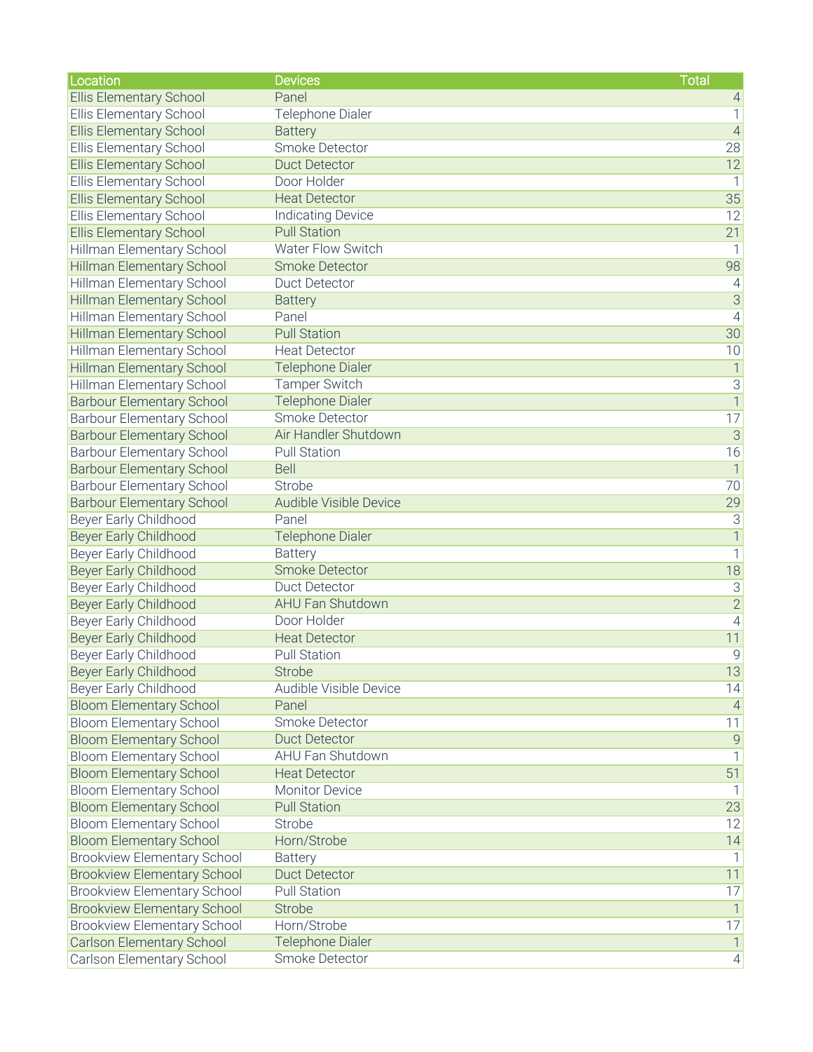| Location | Devices | Total |
|---|---|---|
| Ellis Elementary School | Panel | 4 |
| Ellis Elementary School | Telephone Dialer | 1 |
| Ellis Elementary School | Battery | 4 |
| Ellis Elementary School | Smoke Detector | 28 |
| Ellis Elementary School | Duct Detector | 12 |
| Ellis Elementary School | Door Holder | 1 |
| Ellis Elementary School | Heat Detector | 35 |
| Ellis Elementary School | Indicating Device | 12 |
| Ellis Elementary School | Pull Station | 21 |
| Hillman Elementary School | Water Flow Switch | 1 |
| Hillman Elementary School | Smoke Detector | 98 |
| Hillman Elementary School | Duct Detector | 4 |
| Hillman Elementary School | Battery | 3 |
| Hillman Elementary School | Panel | 4 |
| Hillman Elementary School | Pull Station | 30 |
| Hillman Elementary School | Heat Detector | 10 |
| Hillman Elementary School | Telephone Dialer | 1 |
| Hillman Elementary School | Tamper Switch | 3 |
| Barbour Elementary School | Telephone Dialer | 1 |
| Barbour Elementary School | Smoke Detector | 17 |
| Barbour Elementary School | Air Handler Shutdown | 3 |
| Barbour Elementary School | Pull Station | 16 |
| Barbour Elementary School | Bell | 1 |
| Barbour Elementary School | Strobe | 70 |
| Barbour Elementary School | Audible Visible Device | 29 |
| Beyer Early Childhood | Panel | 3 |
| Beyer Early Childhood | Telephone Dialer | 1 |
| Beyer Early Childhood | Battery | 1 |
| Beyer Early Childhood | Smoke Detector | 18 |
| Beyer Early Childhood | Duct Detector | 3 |
| Beyer Early Childhood | AHU Fan Shutdown | 2 |
| Beyer Early Childhood | Door Holder | 4 |
| Beyer Early Childhood | Heat Detector | 11 |
| Beyer Early Childhood | Pull Station | 9 |
| Beyer Early Childhood | Strobe | 13 |
| Beyer Early Childhood | Audible Visible Device | 14 |
| Bloom Elementary School | Panel | 4 |
| Bloom Elementary School | Smoke Detector | 11 |
| Bloom Elementary School | Duct Detector | 9 |
| Bloom Elementary School | AHU Fan Shutdown | 1 |
| Bloom Elementary School | Heat Detector | 51 |
| Bloom Elementary School | Monitor Device | 1 |
| Bloom Elementary School | Pull Station | 23 |
| Bloom Elementary School | Strobe | 12 |
| Bloom Elementary School | Horn/Strobe | 14 |
| Brookview Elementary School | Battery | 1 |
| Brookview Elementary School | Duct Detector | 11 |
| Brookview Elementary School | Pull Station | 17 |
| Brookview Elementary School | Strobe | 1 |
| Brookview Elementary School | Horn/Strobe | 17 |
| Carlson Elementary School | Telephone Dialer | 1 |
| Carlson Elementary School | Smoke Detector | 4 |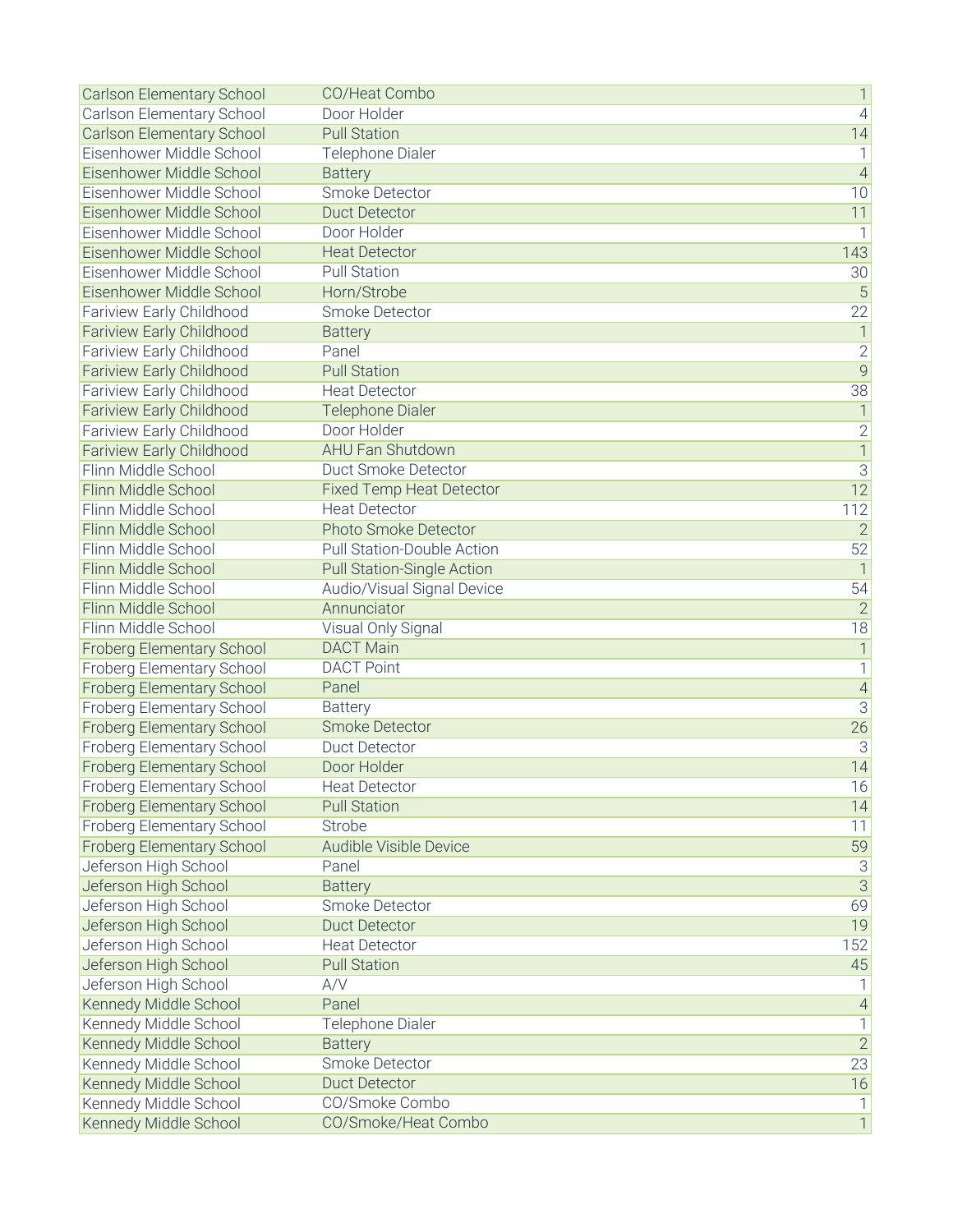| | | |
|---|---|---|
| Carlson Elementary School | CO/Heat Combo | 1 |
| Carlson Elementary School | Door Holder | 4 |
| Carlson Elementary School | Pull Station | 14 |
| Eisenhower Middle School | Telephone Dialer | 1 |
| Eisenhower Middle School | Battery | 4 |
| Eisenhower Middle School | Smoke Detector | 10 |
| Eisenhower Middle School | Duct Detector | 11 |
| Eisenhower Middle School | Door Holder | 1 |
| Eisenhower Middle School | Heat Detector | 143 |
| Eisenhower Middle School | Pull Station | 30 |
| Eisenhower Middle School | Horn/Strobe | 5 |
| Fariview Early Childhood | Smoke Detector | 22 |
| Fariview Early Childhood | Battery | 1 |
| Fariview Early Childhood | Panel | 2 |
| Fariview Early Childhood | Pull Station | 9 |
| Fariview Early Childhood | Heat Detector | 38 |
| Fariview Early Childhood | Telephone Dialer | 1 |
| Fariview Early Childhood | Door Holder | 2 |
| Fariview Early Childhood | AHU Fan Shutdown | 1 |
| Flinn Middle School | Duct Smoke Detector | 3 |
| Flinn Middle School | Fixed Temp Heat Detector | 12 |
| Flinn Middle School | Heat Detector | 112 |
| Flinn Middle School | Photo Smoke Detector | 2 |
| Flinn Middle School | Pull Station-Double Action | 52 |
| Flinn Middle School | Pull Station-Single Action | 1 |
| Flinn Middle School | Audio/Visual Signal Device | 54 |
| Flinn Middle School | Annunciator | 2 |
| Flinn Middle School | Visual Only Signal | 18 |
| Froberg Elementary School | DACT Main | 1 |
| Froberg Elementary School | DACT Point | 1 |
| Froberg Elementary School | Panel | 4 |
| Froberg Elementary School | Battery | 3 |
| Froberg Elementary School | Smoke Detector | 26 |
| Froberg Elementary School | Duct Detector | 3 |
| Froberg Elementary School | Door Holder | 14 |
| Froberg Elementary School | Heat Detector | 16 |
| Froberg Elementary School | Pull Station | 14 |
| Froberg Elementary School | Strobe | 11 |
| Froberg Elementary School | Audible Visible Device | 59 |
| Jeferson High School | Panel | 3 |
| Jeferson High School | Battery | 3 |
| Jeferson High School | Smoke Detector | 69 |
| Jeferson High School | Duct Detector | 19 |
| Jeferson High School | Heat Detector | 152 |
| Jeferson High School | Pull Station | 45 |
| Jeferson High School | A/V | 1 |
| Kennedy Middle School | Panel | 4 |
| Kennedy Middle School | Telephone Dialer | 1 |
| Kennedy Middle School | Battery | 2 |
| Kennedy Middle School | Smoke Detector | 23 |
| Kennedy Middle School | Duct Detector | 16 |
| Kennedy Middle School | CO/Smoke Combo | 1 |
| Kennedy Middle School | CO/Smoke/Heat Combo | 1 |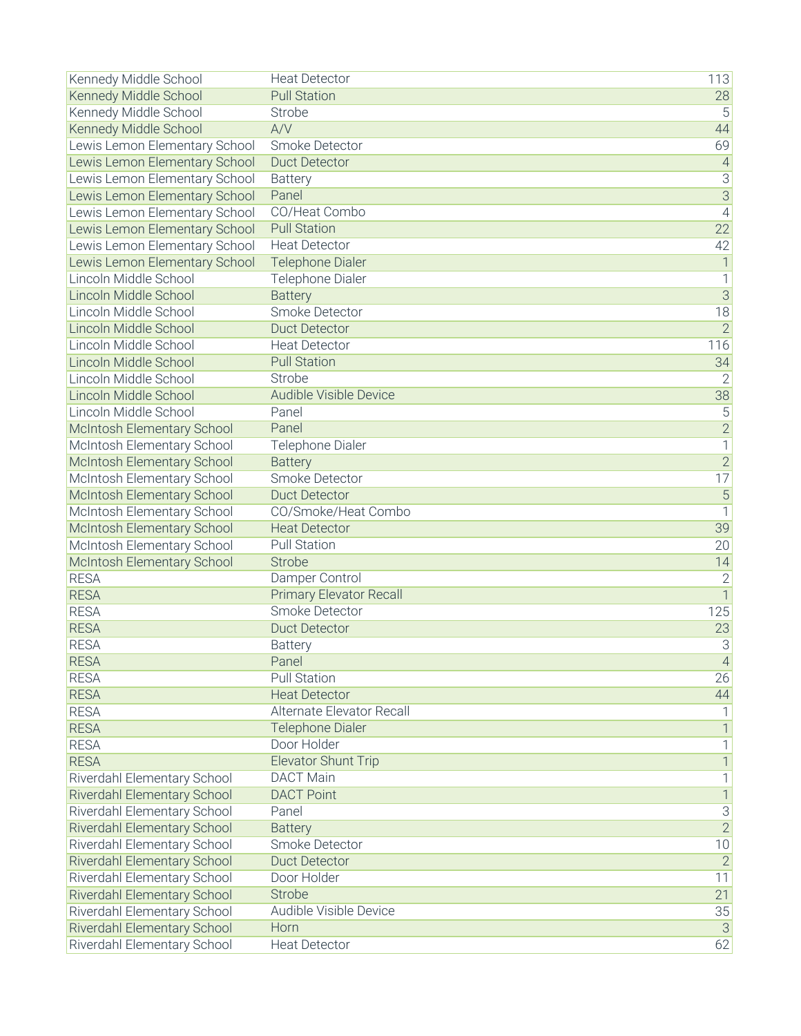| | | |
|---|---|---|
| Kennedy Middle School | Heat Detector | 113 |
| Kennedy Middle School | Pull Station | 28 |
| Kennedy Middle School | Strobe | 5 |
| Kennedy Middle School | A/V | 44 |
| Lewis Lemon Elementary School | Smoke Detector | 69 |
| Lewis Lemon Elementary School | Duct Detector | 4 |
| Lewis Lemon Elementary School | Battery | 3 |
| Lewis Lemon Elementary School | Panel | 3 |
| Lewis Lemon Elementary School | CO/Heat Combo | 4 |
| Lewis Lemon Elementary School | Pull Station | 22 |
| Lewis Lemon Elementary School | Heat Detector | 42 |
| Lewis Lemon Elementary School | Telephone Dialer | 1 |
| Lincoln Middle School | Telephone Dialer | 1 |
| Lincoln Middle School | Battery | 3 |
| Lincoln Middle School | Smoke Detector | 18 |
| Lincoln Middle School | Duct Detector | 2 |
| Lincoln Middle School | Heat Detector | 116 |
| Lincoln Middle School | Pull Station | 34 |
| Lincoln Middle School | Strobe | 2 |
| Lincoln Middle School | Audible Visible Device | 38 |
| Lincoln Middle School | Panel | 5 |
| McIntosh Elementary School | Panel | 2 |
| McIntosh Elementary School | Telephone Dialer | 1 |
| McIntosh Elementary School | Battery | 2 |
| McIntosh Elementary School | Smoke Detector | 17 |
| McIntosh Elementary School | Duct Detector | 5 |
| McIntosh Elementary School | CO/Smoke/Heat Combo | 1 |
| McIntosh Elementary School | Heat Detector | 39 |
| McIntosh Elementary School | Pull Station | 20 |
| McIntosh Elementary School | Strobe | 14 |
| RESA | Damper Control | 2 |
| RESA | Primary Elevator Recall | 1 |
| RESA | Smoke Detector | 125 |
| RESA | Duct Detector | 23 |
| RESA | Battery | 3 |
| RESA | Panel | 4 |
| RESA | Pull Station | 26 |
| RESA | Heat Detector | 44 |
| RESA | Alternate Elevator Recall | 1 |
| RESA | Telephone Dialer | 1 |
| RESA | Door Holder | 1 |
| RESA | Elevator Shunt Trip | 1 |
| Riverdahl Elementary School | DACT Main | 1 |
| Riverdahl Elementary School | DACT Point | 1 |
| Riverdahl Elementary School | Panel | 3 |
| Riverdahl Elementary School | Battery | 2 |
| Riverdahl Elementary School | Smoke Detector | 10 |
| Riverdahl Elementary School | Duct Detector | 2 |
| Riverdahl Elementary School | Door Holder | 11 |
| Riverdahl Elementary School | Strobe | 21 |
| Riverdahl Elementary School | Audible Visible Device | 35 |
| Riverdahl Elementary School | Horn | 3 |
| Riverdahl Elementary School | Heat Detector | 62 |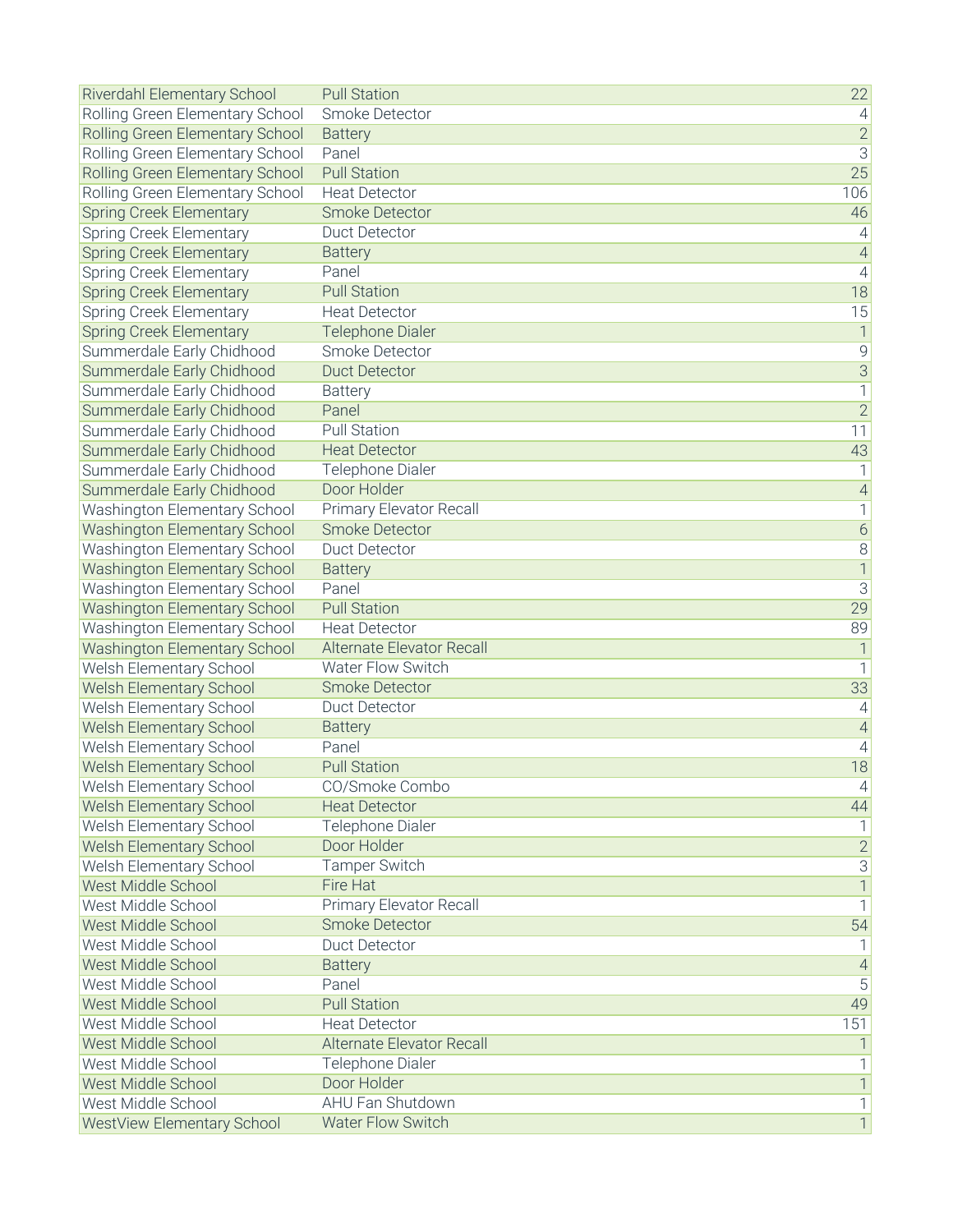| | | |
|---|---|---|
| Riverdahl Elementary School | Pull Station | 22 |
| Rolling Green Elementary School | Smoke Detector | 4 |
| Rolling Green Elementary School | Battery | 2 |
| Rolling Green Elementary School | Panel | 3 |
| Rolling Green Elementary School | Pull Station | 25 |
| Rolling Green Elementary School | Heat Detector | 106 |
| Spring Creek Elementary | Smoke Detector | 46 |
| Spring Creek Elementary | Duct Detector | 4 |
| Spring Creek Elementary | Battery | 4 |
| Spring Creek Elementary | Panel | 4 |
| Spring Creek Elementary | Pull Station | 18 |
| Spring Creek Elementary | Heat Detector | 15 |
| Spring Creek Elementary | Telephone Dialer | 1 |
| Summerdale Early Chidhood | Smoke Detector | 9 |
| Summerdale Early Chidhood | Duct Detector | 3 |
| Summerdale Early Chidhood | Battery | 1 |
| Summerdale Early Chidhood | Panel | 2 |
| Summerdale Early Chidhood | Pull Station | 11 |
| Summerdale Early Chidhood | Heat Detector | 43 |
| Summerdale Early Chidhood | Telephone Dialer | 1 |
| Summerdale Early Chidhood | Door Holder | 4 |
| Washington Elementary School | Primary Elevator Recall | 1 |
| Washington Elementary School | Smoke Detector | 6 |
| Washington Elementary School | Duct Detector | 8 |
| Washington Elementary School | Battery | 1 |
| Washington Elementary School | Panel | 3 |
| Washington Elementary School | Pull Station | 29 |
| Washington Elementary School | Heat Detector | 89 |
| Washington Elementary School | Alternate Elevator Recall | 1 |
| Welsh Elementary School | Water Flow Switch | 1 |
| Welsh Elementary School | Smoke Detector | 33 |
| Welsh Elementary School | Duct Detector | 4 |
| Welsh Elementary School | Battery | 4 |
| Welsh Elementary School | Panel | 4 |
| Welsh Elementary School | Pull Station | 18 |
| Welsh Elementary School | CO/Smoke Combo | 4 |
| Welsh Elementary School | Heat Detector | 44 |
| Welsh Elementary School | Telephone Dialer | 1 |
| Welsh Elementary School | Door Holder | 2 |
| Welsh Elementary School | Tamper Switch | 3 |
| West Middle School | Fire Hat | 1 |
| West Middle School | Primary Elevator Recall | 1 |
| West Middle School | Smoke Detector | 54 |
| West Middle School | Duct Detector | 1 |
| West Middle School | Battery | 4 |
| West Middle School | Panel | 5 |
| West Middle School | Pull Station | 49 |
| West Middle School | Heat Detector | 151 |
| West Middle School | Alternate Elevator Recall | 1 |
| West Middle School | Telephone Dialer | 1 |
| West Middle School | Door Holder | 1 |
| West Middle School | AHU Fan Shutdown | 1 |
| WestView Elementary School | Water Flow Switch | 1 |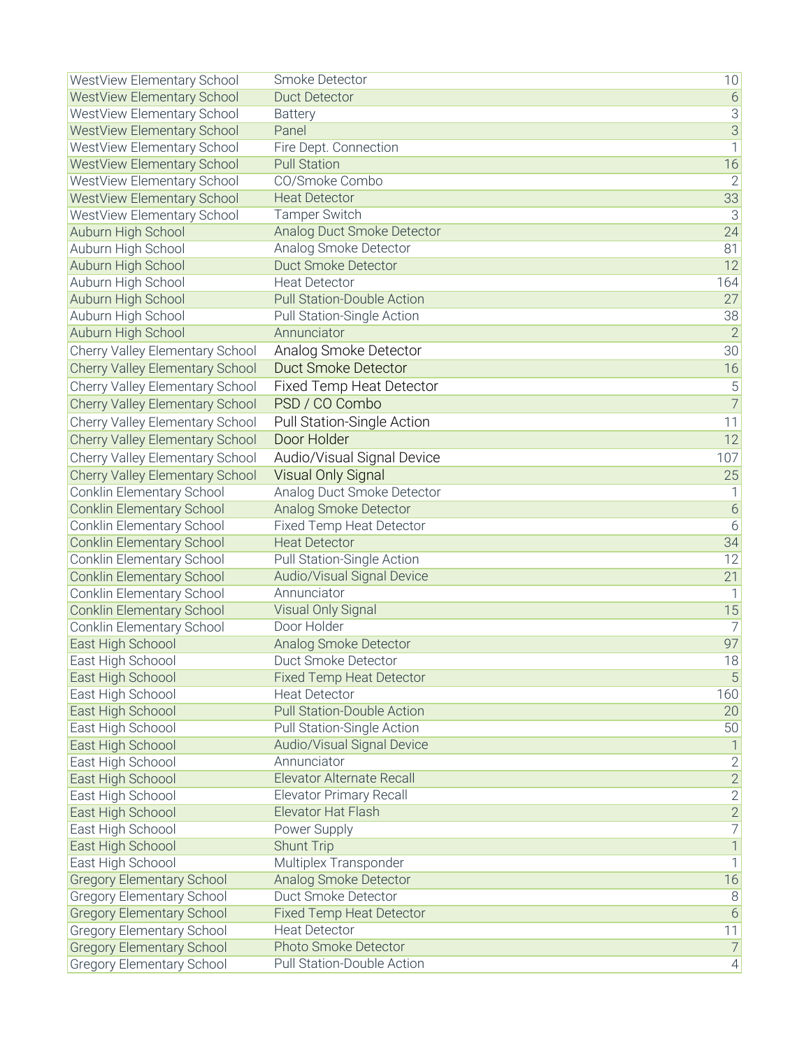| WestView Elementary School | Smoke Detector | 10 |
|---|---|---|
| WestView Elementary School | Duct Detector | 6 |
| WestView Elementary School | Battery | 3 |
| WestView Elementary School | Panel | 3 |
| WestView Elementary School | Fire Dept. Connection | 1 |
| WestView Elementary School | Pull Station | 16 |
| WestView Elementary School | CO/Smoke Combo | 2 |
| WestView Elementary School | Heat Detector | 33 |
| WestView Elementary School | Tamper Switch | 3 |
| Auburn High School | Analog Duct Smoke Detector | 24 |
| Auburn High School | Analog Smoke Detector | 81 |
| Auburn High School | Duct Smoke Detector | 12 |
| Auburn High School | Heat Detector | 164 |
| Auburn High School | Pull Station-Double Action | 27 |
| Auburn High School | Pull Station-Single Action | 38 |
| Auburn High School | Annunciator | 2 |
| Cherry Valley Elementary School | Analog Smoke Detector | 30 |
| Cherry Valley Elementary School | Duct Smoke Detector | 16 |
| Cherry Valley Elementary School | Fixed Temp Heat Detector | 5 |
| Cherry Valley Elementary School | PSD / CO Combo | 7 |
| Cherry Valley Elementary School | Pull Station-Single Action | 11 |
| Cherry Valley Elementary School | Door Holder | 12 |
| Cherry Valley Elementary School | Audio/Visual Signal Device | 107 |
| Cherry Valley Elementary School | Visual Only Signal | 25 |
| Conklin Elementary School | Analog Duct Smoke Detector | 1 |
| Conklin Elementary School | Analog Smoke Detector | 6 |
| Conklin Elementary School | Fixed Temp Heat Detector | 6 |
| Conklin Elementary School | Heat Detector | 34 |
| Conklin Elementary School | Pull Station-Single Action | 12 |
| Conklin Elementary School | Audio/Visual Signal Device | 21 |
| Conklin Elementary School | Annunciator | 1 |
| Conklin Elementary School | Visual Only Signal | 15 |
| Conklin Elementary School | Door Holder | 7 |
| East High Schoool | Analog Smoke Detector | 97 |
| East High Schoool | Duct Smoke Detector | 18 |
| East High Schoool | Fixed Temp Heat Detector | 5 |
| East High Schoool | Heat Detector | 160 |
| East High Schoool | Pull Station-Double Action | 20 |
| East High Schoool | Pull Station-Single Action | 50 |
| East High Schoool | Audio/Visual Signal Device | 1 |
| East High Schoool | Annunciator | 2 |
| East High Schoool | Elevator Alternate Recall | 2 |
| East High Schoool | Elevator Primary Recall | 2 |
| East High Schoool | Elevator Hat Flash | 2 |
| East High Schoool | Power Supply | 7 |
| East High Schoool | Shunt Trip | 1 |
| East High Schoool | Multiplex Transponder | 1 |
| Gregory Elementary School | Analog Smoke Detector | 16 |
| Gregory Elementary School | Duct Smoke Detector | 8 |
| Gregory Elementary School | Fixed Temp Heat Detector | 6 |
| Gregory Elementary School | Heat Detector | 11 |
| Gregory Elementary School | Photo Smoke Detector | 7 |
| Gregory Elementary School | Pull Station-Double Action | 4 |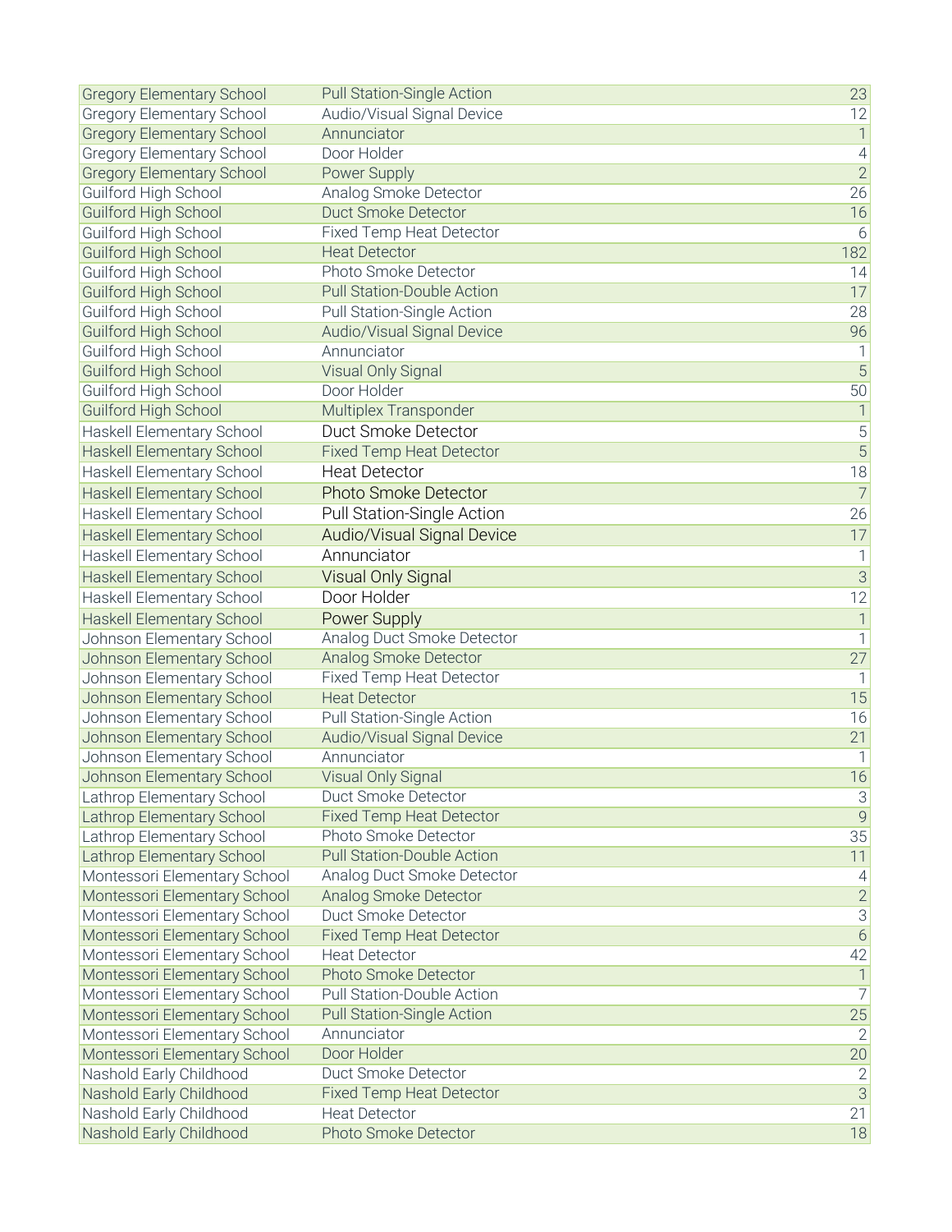| | | |
|---|---|---|
| Gregory Elementary School | Pull Station-Single Action | 23 |
| Gregory Elementary School | Audio/Visual Signal Device | 12 |
| Gregory Elementary School | Annunciator | 1 |
| Gregory Elementary School | Door Holder | 4 |
| Gregory Elementary School | Power Supply | 2 |
| Guilford High School | Analog Smoke Detector | 26 |
| Guilford High School | Duct Smoke Detector | 16 |
| Guilford High School | Fixed Temp Heat Detector | 6 |
| Guilford High School | Heat Detector | 182 |
| Guilford High School | Photo Smoke Detector | 14 |
| Guilford High School | Pull Station-Double Action | 17 |
| Guilford High School | Pull Station-Single Action | 28 |
| Guilford High School | Audio/Visual Signal Device | 96 |
| Guilford High School | Annunciator | 1 |
| Guilford High School | Visual Only Signal | 5 |
| Guilford High School | Door Holder | 50 |
| Guilford High School | Multiplex Transponder | 1 |
| Haskell Elementary School | Duct Smoke Detector | 5 |
| Haskell Elementary School | Fixed Temp Heat Detector | 5 |
| Haskell Elementary School | Heat Detector | 18 |
| Haskell Elementary School | Photo Smoke Detector | 7 |
| Haskell Elementary School | Pull Station-Single Action | 26 |
| Haskell Elementary School | Audio/Visual Signal Device | 17 |
| Haskell Elementary School | Annunciator | 1 |
| Haskell Elementary School | Visual Only Signal | 3 |
| Haskell Elementary School | Door Holder | 12 |
| Haskell Elementary School | Power Supply | 1 |
| Johnson Elementary School | Analog Duct Smoke Detector | 1 |
| Johnson Elementary School | Analog Smoke Detector | 27 |
| Johnson Elementary School | Fixed Temp Heat Detector | 1 |
| Johnson Elementary School | Heat Detector | 15 |
| Johnson Elementary School | Pull Station-Single Action | 16 |
| Johnson Elementary School | Audio/Visual Signal Device | 21 |
| Johnson Elementary School | Annunciator | 1 |
| Johnson Elementary School | Visual Only Signal | 16 |
| Lathrop Elementary School | Duct Smoke Detector | 3 |
| Lathrop Elementary School | Fixed Temp Heat Detector | 9 |
| Lathrop Elementary School | Photo Smoke Detector | 35 |
| Lathrop Elementary School | Pull Station-Double Action | 11 |
| Montessori Elementary School | Analog Duct Smoke Detector | 4 |
| Montessori Elementary School | Analog Smoke Detector | 2 |
| Montessori Elementary School | Duct Smoke Detector | 3 |
| Montessori Elementary School | Fixed Temp Heat Detector | 6 |
| Montessori Elementary School | Heat Detector | 42 |
| Montessori Elementary School | Photo Smoke Detector | 1 |
| Montessori Elementary School | Pull Station-Double Action | 7 |
| Montessori Elementary School | Pull Station-Single Action | 25 |
| Montessori Elementary School | Annunciator | 2 |
| Montessori Elementary School | Door Holder | 20 |
| Nashold Early Childhood | Duct Smoke Detector | 2 |
| Nashold Early Childhood | Fixed Temp Heat Detector | 3 |
| Nashold Early Childhood | Heat Detector | 21 |
| Nashold Early Childhood | Photo Smoke Detector | 18 |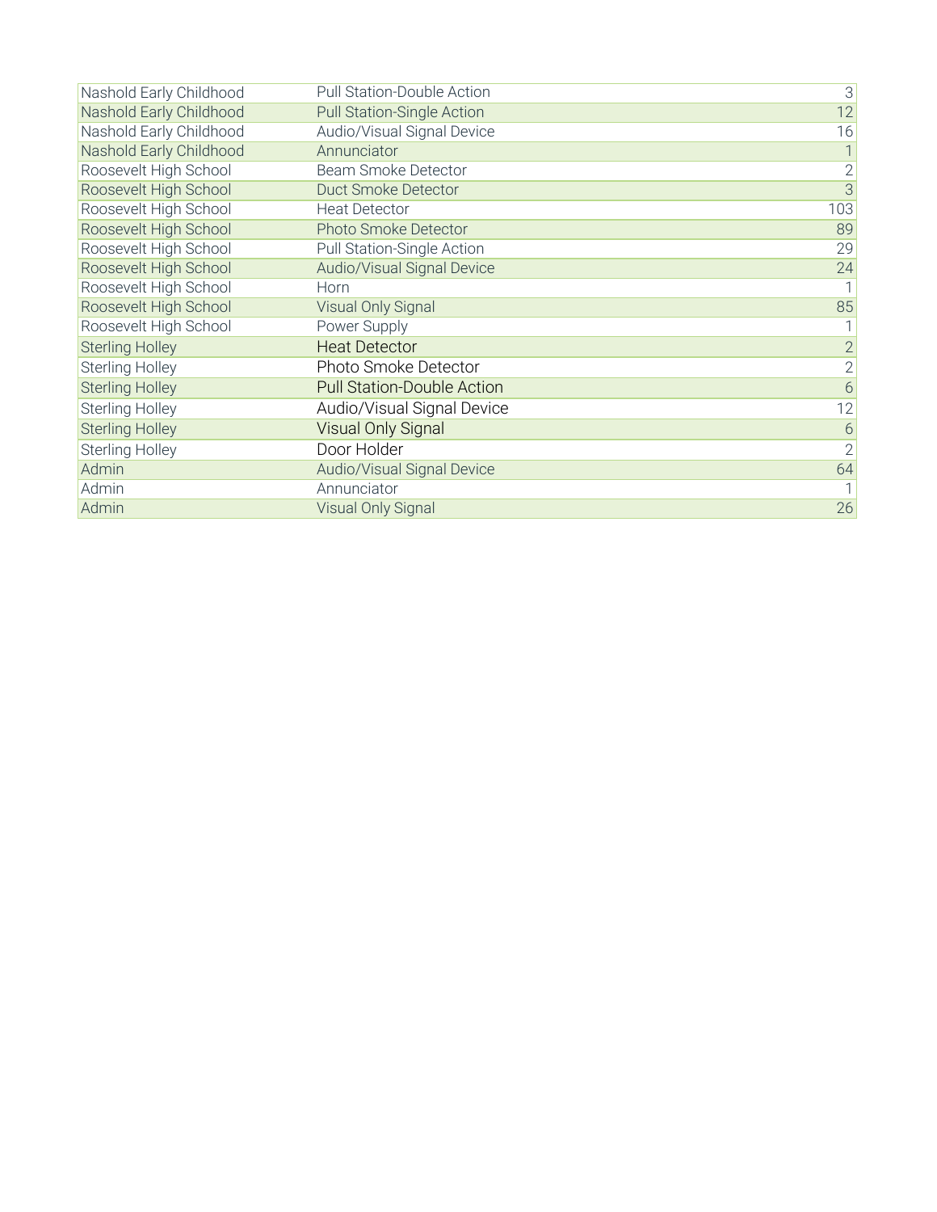| | | |
|---|---|---|
| Nashold Early Childhood | Pull Station-Double Action | 3 |
| Nashold Early Childhood | Pull Station-Single Action | 12 |
| Nashold Early Childhood | Audio/Visual Signal Device | 16 |
| Nashold Early Childhood | Annunciator | 1 |
| Roosevelt High School | Beam Smoke Detector | 2 |
| Roosevelt High School | Duct Smoke Detector | 3 |
| Roosevelt High School | Heat Detector | 103 |
| Roosevelt High School | Photo Smoke Detector | 89 |
| Roosevelt High School | Pull Station-Single Action | 29 |
| Roosevelt High School | Audio/Visual Signal Device | 24 |
| Roosevelt High School | Horn | 1 |
| Roosevelt High School | Visual Only Signal | 85 |
| Roosevelt High School | Power Supply | 1 |
| Sterling Holley | Heat Detector | 2 |
| Sterling Holley | Photo Smoke Detector | 2 |
| Sterling Holley | Pull Station-Double Action | 6 |
| Sterling Holley | Audio/Visual Signal Device | 12 |
| Sterling Holley | Visual Only Signal | 6 |
| Sterling Holley | Door Holder | 2 |
| Admin | Audio/Visual Signal Device | 64 |
| Admin | Annunciator | 1 |
| Admin | Visual Only Signal | 26 |